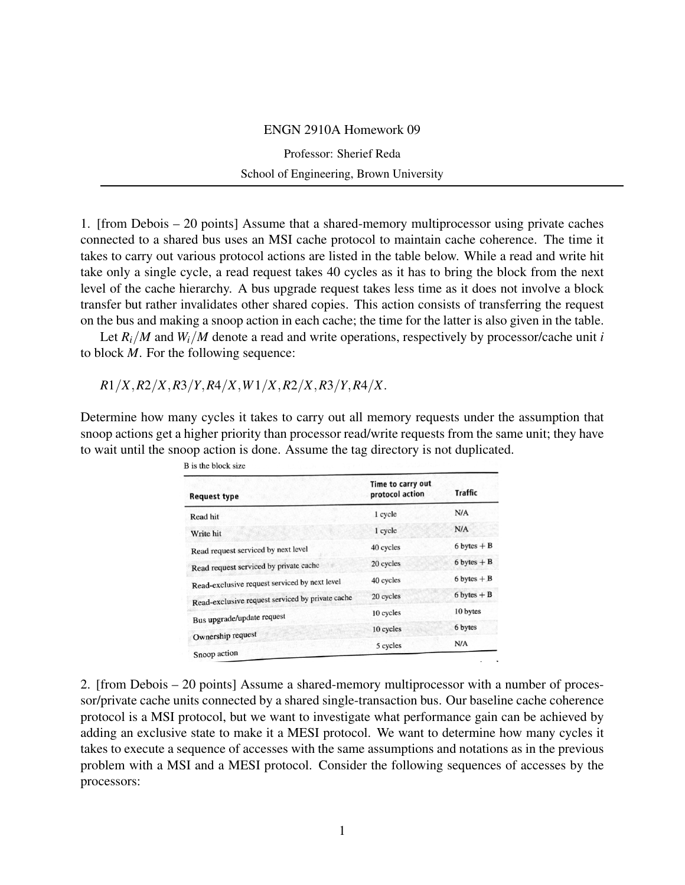ENGN 2910A Homework 09

Professor: Sherief Reda

School of Engineering, Brown University

---

1. [from Debois – 20 points] Assume that a shared-memory multiprocessor using private caches connected to a shared bus uses an MSI cache protocol to maintain cache coherence. The time it takes to carry out various protocol actions are listed in the table below. While a read and write hit take only a single cycle, a read request takes 40 cycles as it has to bring the block from the next level of the cache hierarchy. A bus upgrade request takes less time as it does not involve a block transfer but rather invalidates other shared copies. This action consists of transferring the request on the bus and making a snoop action in each cache; the time for the latter is also given in the table.

Let $R_i/M$ and $W_i/M$ denote a read and write operations, respectively by processor/cache unit $i$ to block $M$. For the following sequence:

$R1/X, R2/X, R3/Y, R4/X, W1/X, R2/X, R3/Y, R4/X.$

Determine how many cycles it takes to carry out all memory requests under the assumption that snoop actions get a higher priority than processor read/write requests from the same unit; they have to wait until the snoop action is done. Assume the tag directory is not duplicated.

B is the block size

| Request type | Time to carry out protocol action | Traffic |
|---|---|---|
| Read hit | 1 cycle | N/A |
| Write hit | 1 cycle | N/A |
| Read request serviced by next level | 40 cycles | 6 bytes + B |
| Read request serviced by private cache | 20 cycles | 6 bytes + B |
| Read-exclusive request serviced by next level | 40 cycles | 6 bytes + B |
| Read-exclusive request serviced by private cache | 20 cycles | 6 bytes + B |
| Bus upgrade/update request | 10 cycles | 10 bytes |
| Ownership request | 10 cycles | 6 bytes |
| Snoop action | 5 cycles | N/A |

2. [from Debois – 20 points] Assume a shared-memory multiprocessor with a number of processor/private cache units connected by a shared single-transaction bus. Our baseline cache coherence protocol is a MSI protocol, but we want to investigate what performance gain can be achieved by adding an exclusive state to make it a MESI protocol. We want to determine how many cycles it takes to execute a sequence of accesses with the same assumptions and notations as in the previous problem with a MSI and a MESI protocol. Consider the following sequences of accesses by the processors: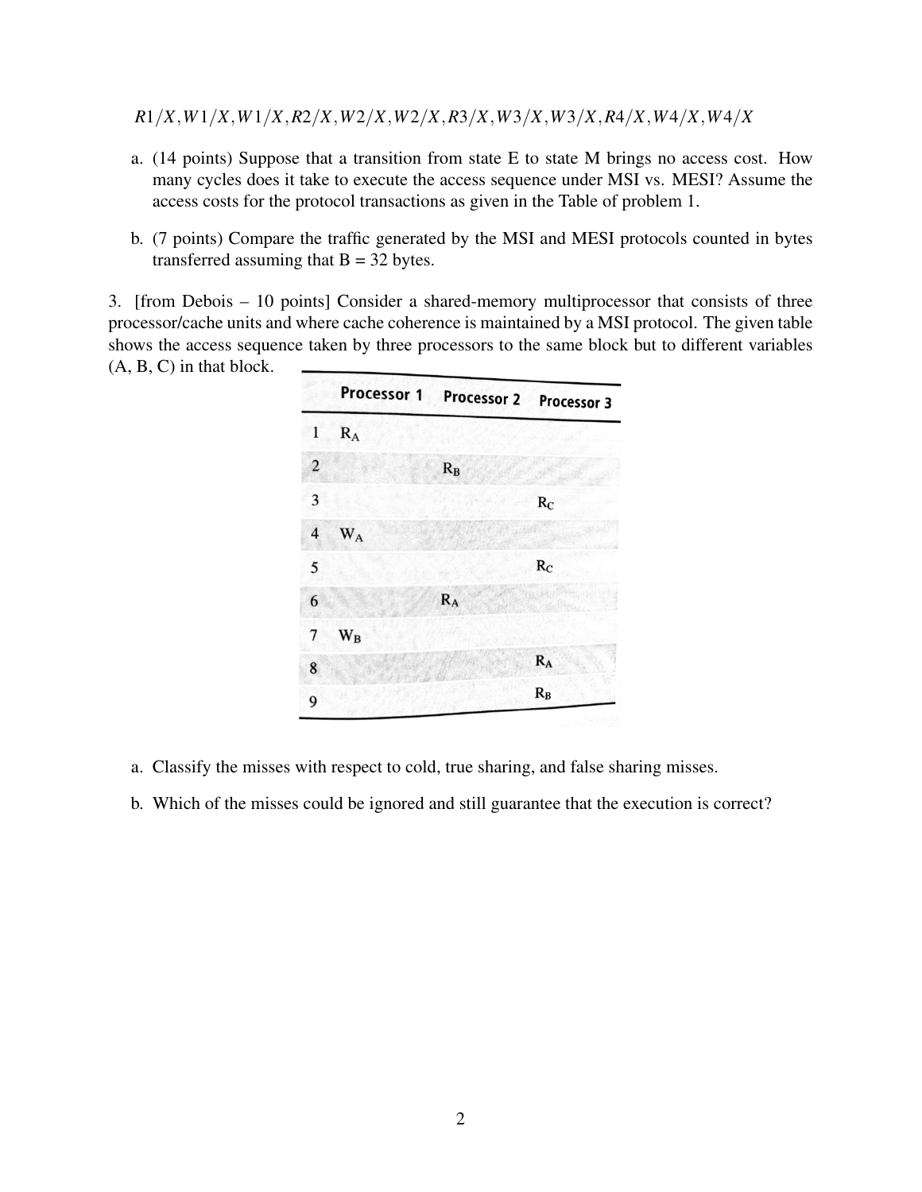$R1/X, W1/X, W1/X, R2/X, W2/X, W2/X, R3/X, W3/X, W3/X, R4/X, W4/X, W4/X$

a. (14 points) Suppose that a transition from state E to state M brings no access cost. How many cycles does it take to execute the access sequence under MSI vs. MESI? Assume the access costs for the protocol transactions as given in the Table of problem 1.

b. (7 points) Compare the traffic generated by the MSI and MESI protocols counted in bytes transferred assuming that B = 32 bytes.

3. [from Debois – 10 points] Consider a shared-memory multiprocessor that consists of three processor/cache units and where cache coherence is maintained by a MSI protocol. The given table shows the access sequence taken by three processors to the same block but to different variables (A, B, C) in that block.

| | Processor 1 | Processor 2 | Processor 3 |
|---|---|---|---|
| 1 | $R_A$ | | |
| 2 | | $R_B$ | |
| 3 | | | $R_C$ |
| 4 | $W_A$ | | |
| 5 | | | $R_C$ |
| 6 | | $R_A$ | |
| 7 | $W_B$ | | |
| 8 | | | $R_A$ |
| 9 | | | $R_B$ |

a. Classify the misses with respect to cold, true sharing, and false sharing misses.

b. Which of the misses could be ignored and still guarantee that the execution is correct?